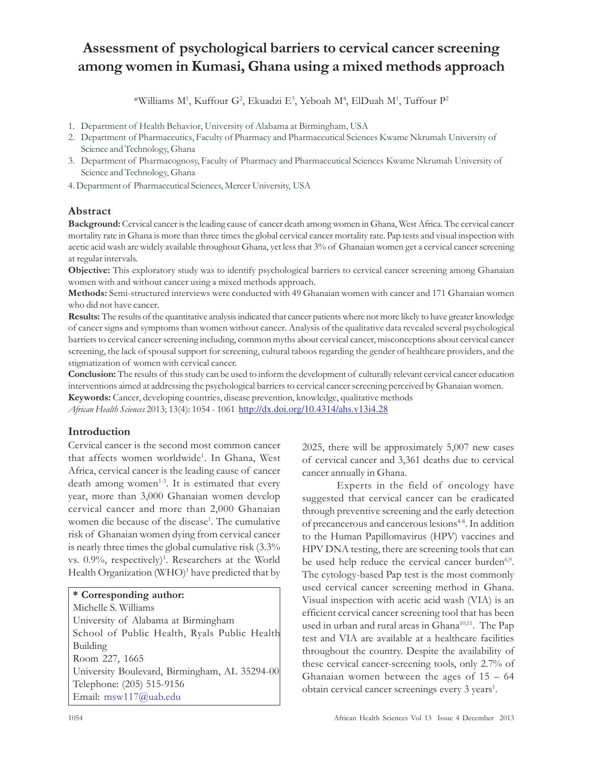# Assessment of psychological barriers to cervical cancer screening among women in Kumasi, Ghana using a mixed methods approach

*Williams M[1], Kuffour G[2], Ekuadzi E[3], Yeboah M[4], ElDuah M[1], Tuffour P[2]

1. Department of Health Behavior, University of Alabama at Birmingham, USA
2. Department of Pharmaceutics, Faculty of Pharmacy and Pharmaceutical Sciences Kwame Nkrumah University of Science and Technology, Ghana
3. Department of Pharmacognosy, Faculty of Pharmacy and Pharmaceutical Sciences Kwame Nkrumah University of Science and Technology, Ghana
4. Department of Pharmaceutical Sciences, Mercer University, USA

## Abstract

**Background:** Cervical cancer is the leading cause of cancer death among women in Ghana, West Africa. The cervical cancer mortality rate in Ghana is more than three times the global cervical cancer mortality rate. Pap tests and visual inspection with acetic acid wash are widely available throughout Ghana, yet less that 3% of Ghanaian women get a cervical cancer screening at regular intervals.

**Objective:** This exploratory study was to identify psychological barriers to cervical cancer screening among Ghanaian women with and without cancer using a mixed methods approach.

**Methods:** Semi-structured interviews were conducted with 49 Ghanaian women with cancer and 171 Ghanaian women who did not have cancer.

**Results:** The results of the quantitative analysis indicated that cancer patients where not more likely to have greater knowledge of cancer signs and symptoms than women without cancer. Analysis of the qualitative data revealed several psychological barriers to cervical cancer screening including, common myths about cervical cancer, misconceptions about cervical cancer screening, the lack of spousal support for screening, cultural taboos regarding the gender of healthcare providers, and the stigmatization of women with cervical cancer.

**Conclusion:** The results of this study can be used to inform the development of culturally relevant cervical cancer education interventions aimed at addressing the psychological barriers to cervical cancer screening perceived by Ghanaian women.

**Keywords:** Cancer, developing countries, disease prevention, knowledge, qualitative methods

*African Health Sciences* 2013; 13(4): 1054 - 1061 http://dx.doi.org/10.4314/ahs.v13i4.28

## Introduction

Cervical cancer is the second most common cancer that affects women worldwide[1]. In Ghana, West Africa, cervical cancer is the leading cause of cancer death among women[1-3]. It is estimated that every year, more than 3,000 Ghanaian women develop cervical cancer and more than 2,000 Ghanaian women die because of the disease[1]. The cumulative risk of Ghanaian women dying from cervical cancer is nearly three times the global cumulative risk (3.3% vs. 0.9%, respectively)[1]. Researchers at the World Health Organization (WHO)[1] have predicted that by 2025, there will be approximately 5,007 new cases of cervical cancer and 3,361 deaths due to cervical cancer annually in Ghana.

Experts in the field of oncology have suggested that cervical cancer can be eradicated through preventive screening and the early detection of precancerous and cancerous lesions[4-8]. In addition to the Human Papillomavirus (HPV) vaccines and HPV DNA testing, there are screening tools that can be used help reduce the cervical cancer burden[6,9]. The cytology-based Pap test is the most commonly used cervical cancer screening method in Ghana. Visual inspection with acetic acid wash (VIA) is an efficient cervical cancer screening tool that has been used in urban and rural areas in Ghana[10,11]. The Pap test and VIA are available at a healthcare facilities throughout the country. Despite the availability of these cervical cancer-screening tools, only 2.7% of Ghanaian women between the ages of 15 – 64 obtain cervical cancer screenings every 3 years[1].

**\* Corresponding author:**
Michelle S. Williams
University of Alabama at Birmingham
School of Public Health, Ryals Public Health Building
Room 227, 1665
University Boulevard, Birmingham, AL 35294-00
Telephone: (205) 515-9156
Email: msw117@uab.edu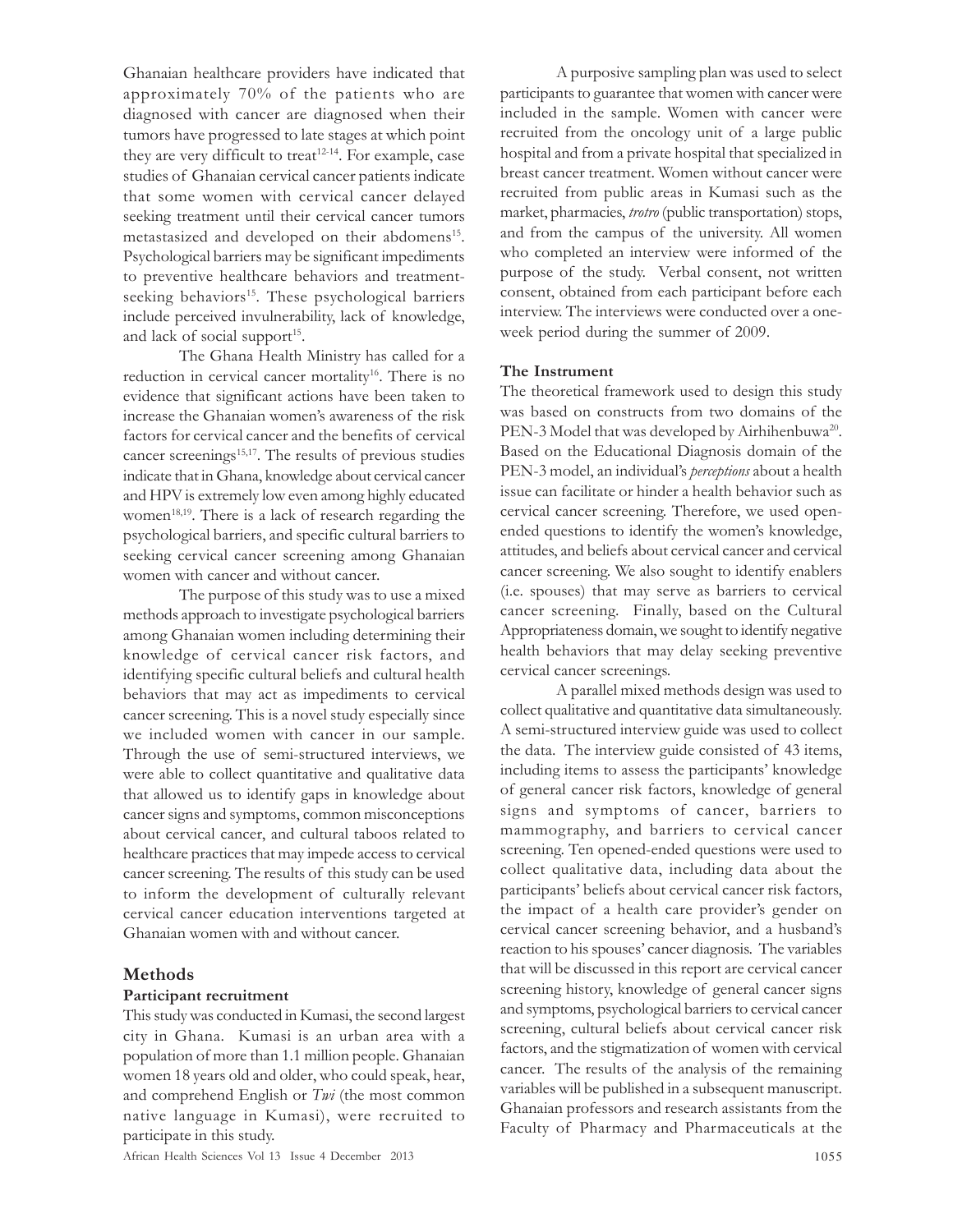Ghanaian healthcare providers have indicated that approximately 70% of the patients who are diagnosed with cancer are diagnosed when their tumors have progressed to late stages at which point they are very difficult to treat[12-14]. For example, case studies of Ghanaian cervical cancer patients indicate that some women with cervical cancer delayed seeking treatment until their cervical cancer tumors metastasized and developed on their abdomens[15]. Psychological barriers may be significant impediments to preventive healthcare behaviors and treatment-seeking behaviors[15]. These psychological barriers include perceived invulnerability, lack of knowledge, and lack of social support[15].

The Ghana Health Ministry has called for a reduction in cervical cancer mortality[16]. There is no evidence that significant actions have been taken to increase the Ghanaian women's awareness of the risk factors for cervical cancer and the benefits of cervical cancer screenings[15,17]. The results of previous studies indicate that in Ghana, knowledge about cervical cancer and HPV is extremely low even among highly educated women[18,19]. There is a lack of research regarding the psychological barriers, and specific cultural barriers to seeking cervical cancer screening among Ghanaian women with cancer and without cancer.

The purpose of this study was to use a mixed methods approach to investigate psychological barriers among Ghanaian women including determining their knowledge of cervical cancer risk factors, and identifying specific cultural beliefs and cultural health behaviors that may act as impediments to cervical cancer screening. This is a novel study especially since we included women with cancer in our sample. Through the use of semi-structured interviews, we were able to collect quantitative and qualitative data that allowed us to identify gaps in knowledge about cancer signs and symptoms, common misconceptions about cervical cancer, and cultural taboos related to healthcare practices that may impede access to cervical cancer screening. The results of this study can be used to inform the development of culturally relevant cervical cancer education interventions targeted at Ghanaian women with and without cancer.

## Methods

### Participant recruitment

This study was conducted in Kumasi, the second largest city in Ghana. Kumasi is an urban area with a population of more than 1.1 million people. Ghanaian women 18 years old and older, who could speak, hear, and comprehend English or *Twi* (the most common native language in Kumasi), were recruited to participate in this study.

A purposive sampling plan was used to select participants to guarantee that women with cancer were included in the sample. Women with cancer were recruited from the oncology unit of a large public hospital and from a private hospital that specialized in breast cancer treatment. Women without cancer were recruited from public areas in Kumasi such as the market, pharmacies, *trotro* (public transportation) stops, and from the campus of the university. All women who completed an interview were informed of the purpose of the study. Verbal consent, not written consent, obtained from each participant before each interview. The interviews were conducted over a one-week period during the summer of 2009.

### The Instrument

The theoretical framework used to design this study was based on constructs from two domains of the PEN-3 Model that was developed by Airhihenbuwa[20]. Based on the Educational Diagnosis domain of the PEN-3 model, an individual's *perceptions* about a health issue can facilitate or hinder a health behavior such as cervical cancer screening. Therefore, we used open-ended questions to identify the women's knowledge, attitudes, and beliefs about cervical cancer and cervical cancer screening. We also sought to identify enablers (i.e. spouses) that may serve as barriers to cervical cancer screening. Finally, based on the Cultural Appropriateness domain, we sought to identify negative health behaviors that may delay seeking preventive cervical cancer screenings.

A parallel mixed methods design was used to collect qualitative and quantitative data simultaneously. A semi-structured interview guide was used to collect the data. The interview guide consisted of 43 items, including items to assess the participants' knowledge of general cancer risk factors, knowledge of general signs and symptoms of cancer, barriers to mammography, and barriers to cervical cancer screening. Ten opened-ended questions were used to collect qualitative data, including data about the participants' beliefs about cervical cancer risk factors, the impact of a health care provider's gender on cervical cancer screening behavior, and a husband's reaction to his spouses' cancer diagnosis. The variables that will be discussed in this report are cervical cancer screening history, knowledge of general cancer signs and symptoms, psychological barriers to cervical cancer screening, cultural beliefs about cervical cancer risk factors, and the stigmatization of women with cervical cancer. The results of the analysis of the remaining variables will be published in a subsequent manuscript. Ghanaian professors and research assistants from the Faculty of Pharmacy and Pharmaceuticals at the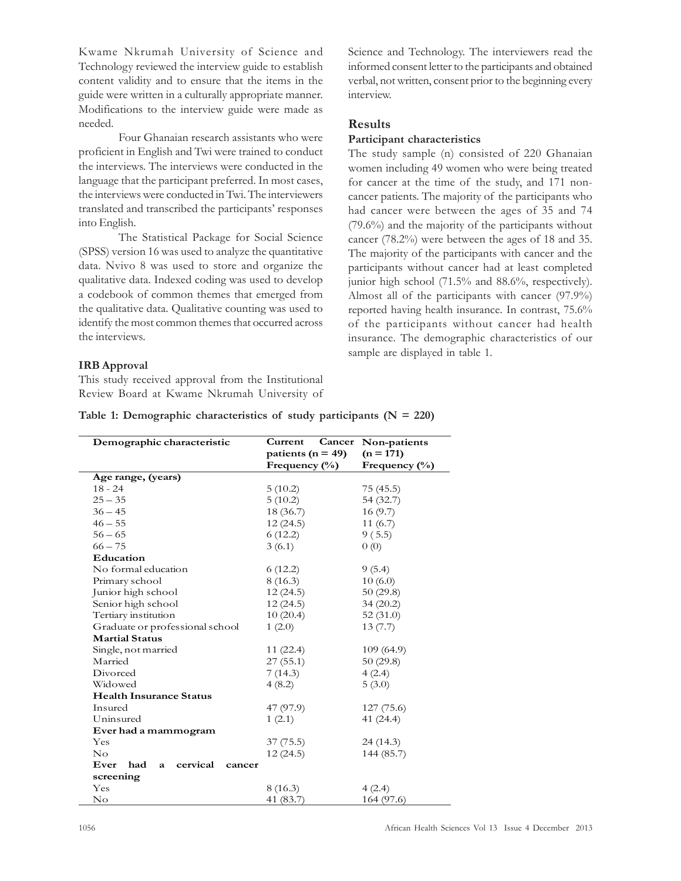Kwame Nkrumah University of Science and Technology reviewed the interview guide to establish content validity and to ensure that the items in the guide were written in a culturally appropriate manner. Modifications to the interview guide were made as needed.

Four Ghanaian research assistants who were proficient in English and Twi were trained to conduct the interviews. The interviews were conducted in the language that the participant preferred. In most cases, the interviews were conducted in Twi. The interviewers translated and transcribed the participants' responses into English.

The Statistical Package for Social Science (SPSS) version 16 was used to analyze the quantitative data. Nvivo 8 was used to store and organize the qualitative data. Indexed coding was used to develop a codebook of common themes that emerged from the qualitative data. Qualitative counting was used to identify the most common themes that occurred across the interviews.

### IRB Approval

This study received approval from the Institutional Review Board at Kwame Nkrumah University of Science and Technology. The interviewers read the informed consent letter to the participants and obtained verbal, not written, consent prior to the beginning every interview.

## Results

### Participant characteristics

The study sample (n) consisted of 220 Ghanaian women including 49 women who were being treated for cancer at the time of the study, and 171 non-cancer patients. The majority of the participants who had cancer were between the ages of 35 and 74 (79.6%) and the majority of the participants without cancer (78.2%) were between the ages of 18 and 35. The majority of the participants with cancer and the participants without cancer had at least completed junior high school (71.5% and 88.6%, respectively). Almost all of the participants with cancer (97.9%) reported having health insurance. In contrast, 75.6% of the participants without cancer had health insurance. The demographic characteristics of our sample are displayed in table 1.

**Table 1: Demographic characteristics of study participants (N = 220)**

| Demographic characteristic | Current Cancer patients (n = 49) Frequency (%) | Non-patients (n = 171) Frequency (%) |
|---|---|---|
| **Age range, (years)** | | |
| 18 - 24 | 5 (10.2) | 75 (45.5) |
| 25 – 35 | 5 (10.2) | 54 (32.7) |
| 36 – 45 | 18 (36.7) | 16 (9.7) |
| 46 – 55 | 12 (24.5) | 11 (6.7) |
| 56 – 65 | 6 (12.2) | 9 ( 5.5) |
| 66 – 75 | 3 (6.1) | 0 (0) |
| **Education** | | |
| No formal education | 6 (12.2) | 9 (5.4) |
| Primary school | 8 (16.3) | 10 (6.0) |
| Junior high school | 12 (24.5) | 50 (29.8) |
| Senior high school | 12 (24.5) | 34 (20.2) |
| Tertiary institution | 10 (20.4) | 52 (31.0) |
| Graduate or professional school | 1 (2.0) | 13 (7.7) |
| **Martial Status** | | |
| Single, not married | 11 (22.4) | 109 (64.9) |
| Married | 27 (55.1) | 50 (29.8) |
| Divorced | 7 (14.3) | 4 (2.4) |
| Widowed | 4 (8.2) | 5 (3.0) |
| **Health Insurance Status** | | |
| Insured | 47 (97.9) | 127 (75.6) |
| Uninsured | 1 (2.1) | 41 (24.4) |
| **Ever had a mammogram** | | |
| Yes | 37 (75.5) | 24 (14.3) |
| No | 12 (24.5) | 144 (85.7) |
| **Ever had a cervical cancer screening** | | |
| Yes | 8 (16.3) | 4 (2.4) |
| No | 41 (83.7) | 164 (97.6) |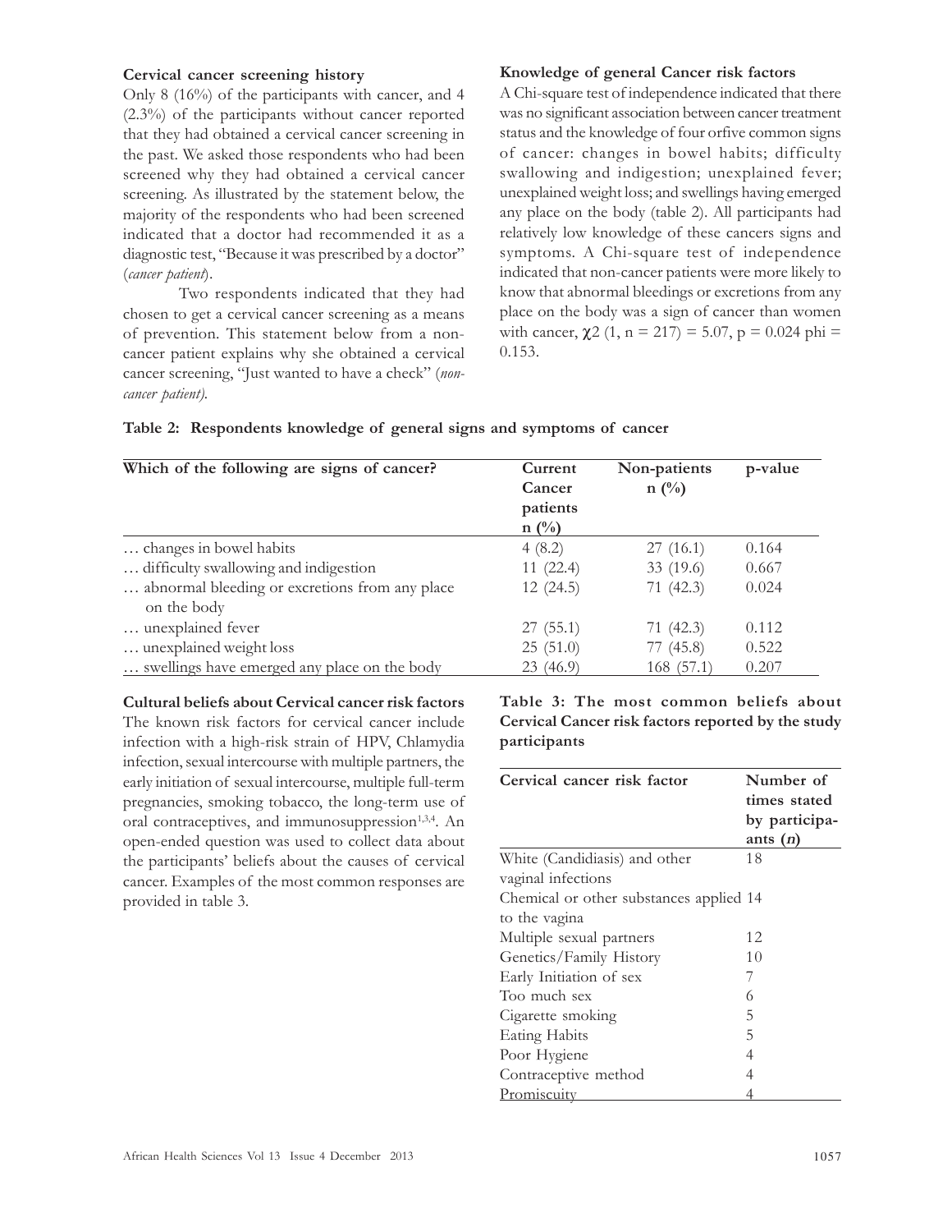### Cervical cancer screening history

Only 8 (16%) of the participants with cancer, and 4 (2.3%) of the participants without cancer reported that they had obtained a cervical cancer screening in the past. We asked those respondents who had been screened why they had obtained a cervical cancer screening. As illustrated by the statement below, the majority of the respondents who had been screened indicated that a doctor had recommended it as a diagnostic test, "Because it was prescribed by a doctor" (*cancer patient*).

Two respondents indicated that they had chosen to get a cervical cancer screening as a means of prevention. This statement below from a non-cancer patient explains why she obtained a cervical cancer screening, "Just wanted to have a check" (*non-cancer patient).*

### Knowledge of general Cancer risk factors

A Chi-square test of independence indicated that there was no significant association between cancer treatment status and the knowledge of four orfive common signs of cancer: changes in bowel habits; difficulty swallowing and indigestion; unexplained fever; unexplained weight loss; and swellings having emerged any place on the body (table 2). All participants had relatively low knowledge of these cancers signs and symptoms. A Chi-square test of independence indicated that non-cancer patients were more likely to know that abnormal bleedings or excretions from any place on the body was a sign of cancer than women with cancer, $\chi^2$ (1, n = 217) = 5.07, p = 0.024 phi = 0.153.

**Table 2: Respondents knowledge of general signs and symptoms of cancer**

| Which of the following are signs of cancer? | Current Cancer patients n (%) | Non-patients n (%) | p-value |
|---|---|---|---|
| … changes in bowel habits | 4 (8.2) | 27 (16.1) | 0.164 |
| … difficulty swallowing and indigestion | 11 (22.4) | 33 (19.6) | 0.667 |
| … abnormal bleeding or excretions from any place on the body | 12 (24.5) | 71 (42.3) | 0.024 |
| … unexplained fever | 27 (55.1) | 71 (42.3) | 0.112 |
| … unexplained weight loss | 25 (51.0) | 77 (45.8) | 0.522 |
| … swellings have emerged any place on the body | 23 (46.9) | 168 (57.1) | 0.207 |

### Cultural beliefs about Cervical cancer risk factors

The known risk factors for cervical cancer include infection with a high-risk strain of HPV, Chlamydia infection, sexual intercourse with multiple partners, the early initiation of sexual intercourse, multiple full-term pregnancies, smoking tobacco, the long-term use of oral contraceptives, and immunosuppression[1,3,4]. An open-ended question was used to collect data about the participants' beliefs about the causes of cervical cancer. Examples of the most common responses are provided in table 3.

**Table 3: The most common beliefs about Cervical Cancer risk factors reported by the study participants**

| Cervical cancer risk factor | Number of times stated by participants (*n*) |
|---|---|
| White (Candidiasis) and other vaginal infections | 18 |
| Chemical or other substances applied to the vagina | 14 |
| Multiple sexual partners | 12 |
| Genetics/Family History | 10 |
| Early Initiation of sex | 7 |
| Too much sex | 6 |
| Cigarette smoking | 5 |
| Eating Habits | 5 |
| Poor Hygiene | 4 |
| Contraceptive method | 4 |
| Promiscuity | 4 |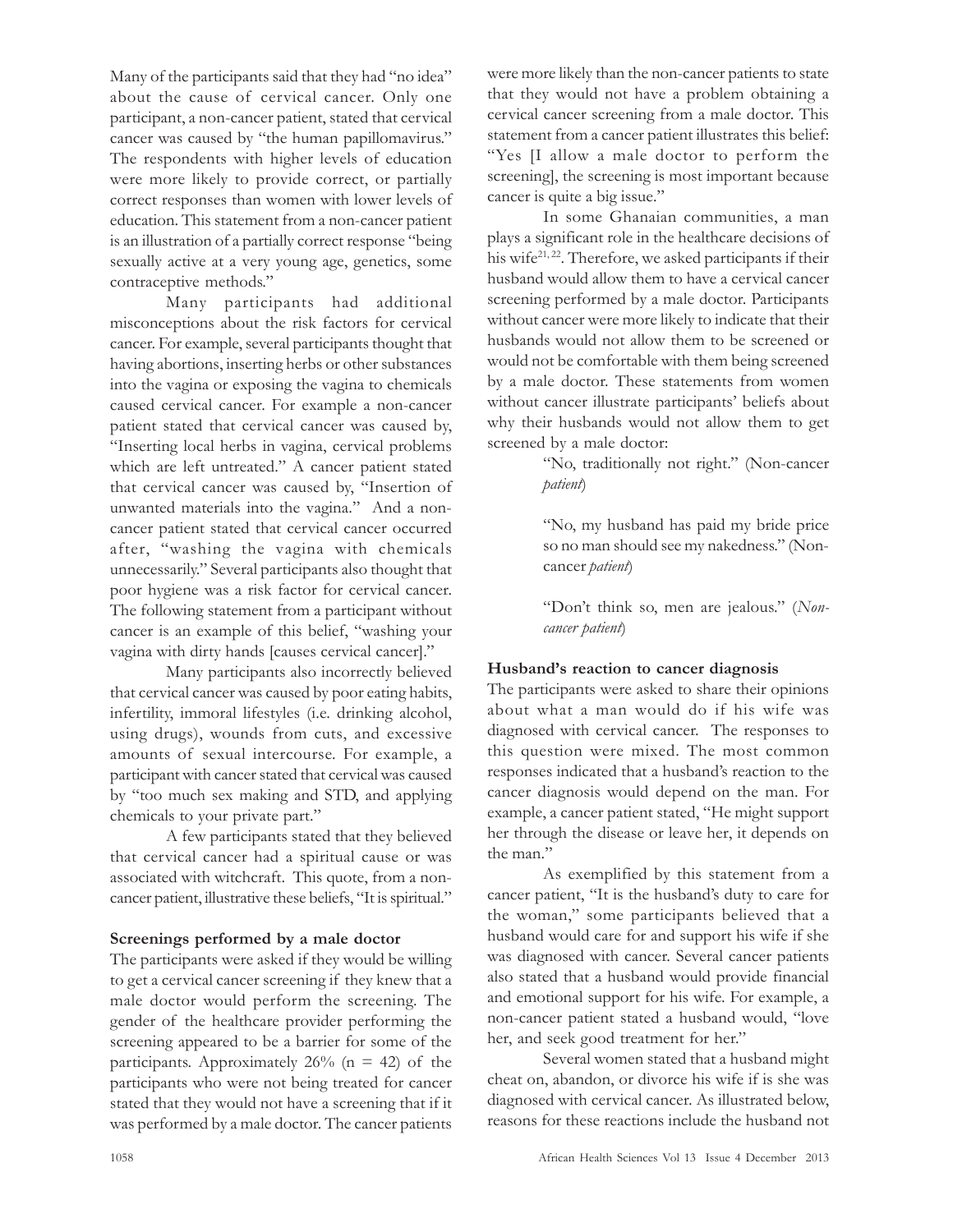Many of the participants said that they had "no idea" about the cause of cervical cancer. Only one participant, a non-cancer patient, stated that cervical cancer was caused by "the human papillomavirus." The respondents with higher levels of education were more likely to provide correct, or partially correct responses than women with lower levels of education. This statement from a non-cancer patient is an illustration of a partially correct response "being sexually active at a very young age, genetics, some contraceptive methods."

Many participants had additional misconceptions about the risk factors for cervical cancer. For example, several participants thought that having abortions, inserting herbs or other substances into the vagina or exposing the vagina to chemicals caused cervical cancer. For example a non-cancer patient stated that cervical cancer was caused by, "Inserting local herbs in vagina, cervical problems which are left untreated." A cancer patient stated that cervical cancer was caused by, "Insertion of unwanted materials into the vagina." And a non-cancer patient stated that cervical cancer occurred after, "washing the vagina with chemicals unnecessarily." Several participants also thought that poor hygiene was a risk factor for cervical cancer. The following statement from a participant without cancer is an example of this belief, "washing your vagina with dirty hands [causes cervical cancer]."

Many participants also incorrectly believed that cervical cancer was caused by poor eating habits, infertility, immoral lifestyles (i.e. drinking alcohol, using drugs), wounds from cuts, and excessive amounts of sexual intercourse. For example, a participant with cancer stated that cervical was caused by "too much sex making and STD, and applying chemicals to your private part."

A few participants stated that they believed that cervical cancer had a spiritual cause or was associated with witchcraft. This quote, from a non-cancer patient, illustrative these beliefs, "It is spiritual."

### Screenings performed by a male doctor

The participants were asked if they would be willing to get a cervical cancer screening if they knew that a male doctor would perform the screening. The gender of the healthcare provider performing the screening appeared to be a barrier for some of the participants. Approximately 26% (n = 42) of the participants who were not being treated for cancer stated that they would not have a screening that if it was performed by a male doctor. The cancer patients were more likely than the non-cancer patients to state that they would not have a problem obtaining a cervical cancer screening from a male doctor. This statement from a cancer patient illustrates this belief: "Yes [I allow a male doctor to perform the screening], the screening is most important because cancer is quite a big issue."

In some Ghanaian communities, a man plays a significant role in the healthcare decisions of his wife[21, 22]. Therefore, we asked participants if their husband would allow them to have a cervical cancer screening performed by a male doctor. Participants without cancer were more likely to indicate that their husbands would not allow them to be screened or would not be comfortable with them being screened by a male doctor. These statements from women without cancer illustrate participants' beliefs about why their husbands would not allow them to get screened by a male doctor:

> "No, traditionally not right." (Non-cancer *patient*)
>
> "No, my husband has paid my bride price so no man should see my nakedness." (Non-cancer *patient*)
>
> "Don't think so, men are jealous." (*Non-cancer patient*)

### Husband's reaction to cancer diagnosis

The participants were asked to share their opinions about what a man would do if his wife was diagnosed with cervical cancer. The responses to this question were mixed. The most common responses indicated that a husband's reaction to the cancer diagnosis would depend on the man. For example, a cancer patient stated, "He might support her through the disease or leave her, it depends on the man."

As exemplified by this statement from a cancer patient, "It is the husband's duty to care for the woman," some participants believed that a husband would care for and support his wife if she was diagnosed with cancer. Several cancer patients also stated that a husband would provide financial and emotional support for his wife. For example, a non-cancer patient stated a husband would, "love her, and seek good treatment for her."

Several women stated that a husband might cheat on, abandon, or divorce his wife if is she was diagnosed with cervical cancer. As illustrated below, reasons for these reactions include the husband not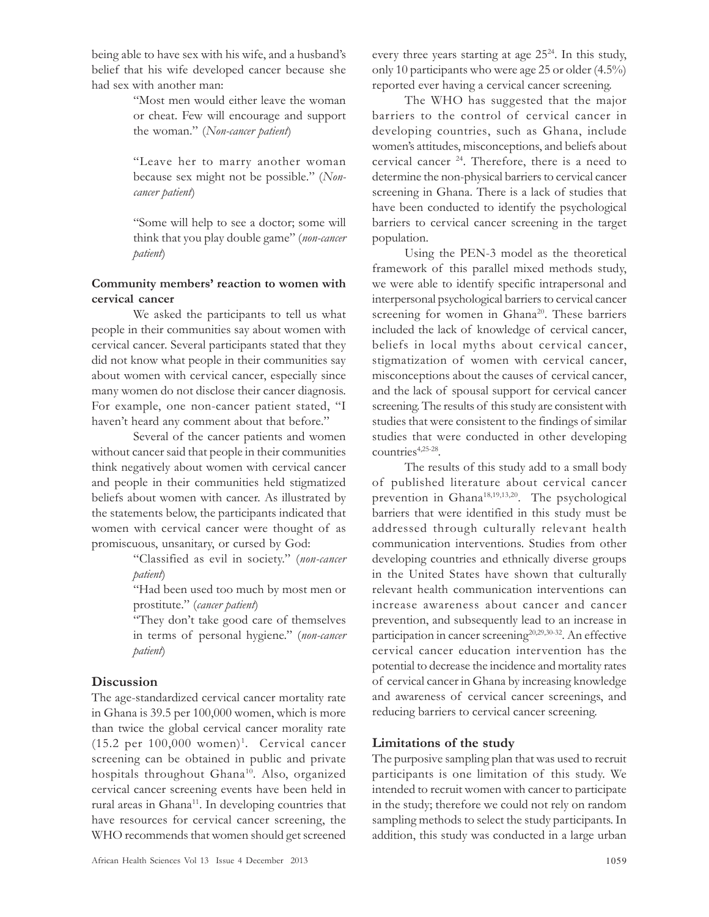being able to have sex with his wife, and a husband's belief that his wife developed cancer because she had sex with another man:

> "Most men would either leave the woman or cheat. Few will encourage and support the woman." (*Non-cancer patient*)
>
> "Leave her to marry another woman because sex might not be possible." (*Non-cancer patient*)
>
> "Some will help to see a doctor; some will think that you play double game" (*non-cancer patient*)

**Community members' reaction to women with cervical cancer**

We asked the participants to tell us what people in their communities say about women with cervical cancer. Several participants stated that they did not know what people in their communities say about women with cervical cancer, especially since many women do not disclose their cancer diagnosis. For example, one non-cancer patient stated, "I haven't heard any comment about that before."

Several of the cancer patients and women without cancer said that people in their communities think negatively about women with cervical cancer and people in their communities held stigmatized beliefs about women with cancer. As illustrated by the statements below, the participants indicated that women with cervical cancer were thought of as promiscuous, unsanitary, or cursed by God:

> "Classified as evil in society." (*non-cancer patient*)
>
> "Had been used too much by most men or prostitute." (*cancer patient*)
>
> "They don't take good care of themselves in terms of personal hygiene." (*non-cancer patient*)

## Discussion

The age-standardized cervical cancer mortality rate in Ghana is 39.5 per 100,000 women, which is more than twice the global cervical cancer morality rate (15.2 per 100,000 women)[1]. Cervical cancer screening can be obtained in public and private hospitals throughout Ghana[10]. Also, organized cervical cancer screening events have been held in rural areas in Ghana[11]. In developing countries that have resources for cervical cancer screening, the WHO recommends that women should get screened every three years starting at age 25[24]. In this study, only 10 participants who were age 25 or older (4.5%) reported ever having a cervical cancer screening.

The WHO has suggested that the major barriers to the control of cervical cancer in developing countries, such as Ghana, include women's attitudes, misconceptions, and beliefs about cervical cancer [24]. Therefore, there is a need to determine the non-physical barriers to cervical cancer screening in Ghana. There is a lack of studies that have been conducted to identify the psychological barriers to cervical cancer screening in the target population.

Using the PEN-3 model as the theoretical framework of this parallel mixed methods study, we were able to identify specific intrapersonal and interpersonal psychological barriers to cervical cancer screening for women in Ghana[20]. These barriers included the lack of knowledge of cervical cancer, beliefs in local myths about cervical cancer, stigmatization of women with cervical cancer, misconceptions about the causes of cervical cancer, and the lack of spousal support for cervical cancer screening. The results of this study are consistent with studies that were consistent to the findings of similar studies that were conducted in other developing countries[4,25-28].

The results of this study add to a small body of published literature about cervical cancer prevention in Ghana[18,19,13,20]. The psychological barriers that were identified in this study must be addressed through culturally relevant health communication interventions. Studies from other developing countries and ethnically diverse groups in the United States have shown that culturally relevant health communication interventions can increase awareness about cancer and cancer prevention, and subsequently lead to an increase in participation in cancer screening[20,29,30-32]. An effective cervical cancer education intervention has the potential to decrease the incidence and mortality rates of cervical cancer in Ghana by increasing knowledge and awareness of cervical cancer screenings, and reducing barriers to cervical cancer screening.

## Limitations of the study

The purposive sampling plan that was used to recruit participants is one limitation of this study. We intended to recruit women with cancer to participate in the study; therefore we could not rely on random sampling methods to select the study participants. In addition, this study was conducted in a large urban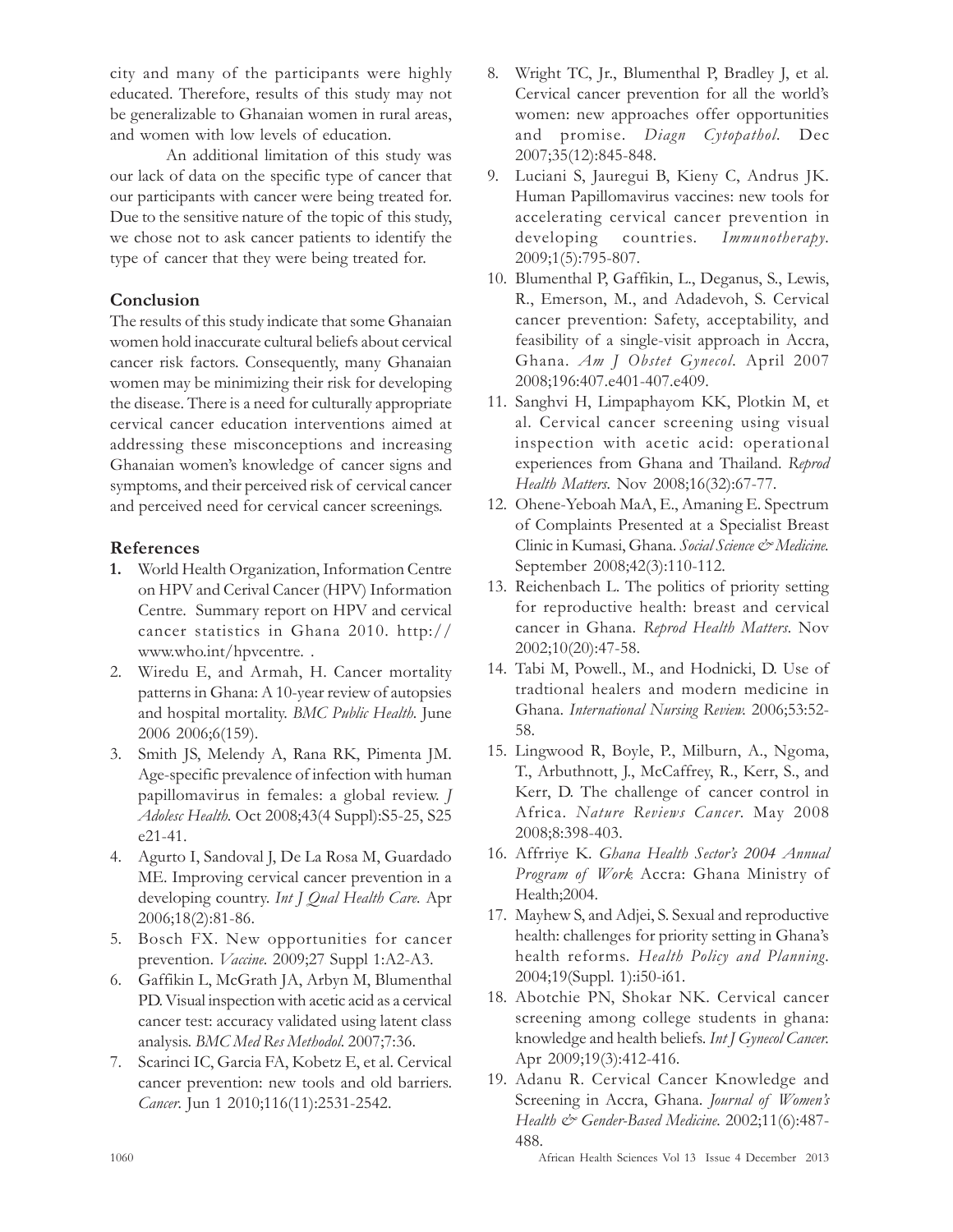city and many of the participants were highly educated. Therefore, results of this study may not be generalizable to Ghanaian women in rural areas, and women with low levels of education.

An additional limitation of this study was our lack of data on the specific type of cancer that our participants with cancer were being treated for. Due to the sensitive nature of the topic of this study, we chose not to ask cancer patients to identify the type of cancer that they were being treated for.

## Conclusion

The results of this study indicate that some Ghanaian women hold inaccurate cultural beliefs about cervical cancer risk factors. Consequently, many Ghanaian women may be minimizing their risk for developing the disease. There is a need for culturally appropriate cervical cancer education interventions aimed at addressing these misconceptions and increasing Ghanaian women's knowledge of cancer signs and symptoms, and their perceived risk of cervical cancer and perceived need for cervical cancer screenings.

## References

1. World Health Organization, Information Centre on HPV and Cerival Cancer (HPV) Information Centre. Summary report on HPV and cervical cancer statistics in Ghana 2010. http://www.who.int/hpvcentre. .
2. Wiredu E, and Armah, H. Cancer mortality patterns in Ghana: A 10-year review of autopsies and hospital mortality. *BMC Public Health*. June 2006 2006;6(159).
3. Smith JS, Melendy A, Rana RK, Pimenta JM. Age-specific prevalence of infection with human papillomavirus in females: a global review. *J Adolesc Health*. Oct 2008;43(4 Suppl):S5-25, S25 e21-41.
4. Agurto I, Sandoval J, De La Rosa M, Guardado ME. Improving cervical cancer prevention in a developing country. *Int J Qual Health Care*. Apr 2006;18(2):81-86.
5. Bosch FX. New opportunities for cancer prevention. *Vaccine*. 2009;27 Suppl 1:A2-A3.
6. Gaffikin L, McGrath JA, Arbyn M, Blumenthal PD. Visual inspection with acetic acid as a cervical cancer test: accuracy validated using latent class analysis. *BMC Med Res Methodol*. 2007;7:36.
7. Scarinci IC, Garcia FA, Kobetz E, et al. Cervical cancer prevention: new tools and old barriers. *Cancer*. Jun 1 2010;116(11):2531-2542.
8. Wright TC, Jr., Blumenthal P, Bradley J, et al. Cervical cancer prevention for all the world's women: new approaches offer opportunities and promise. *Diagn Cytopathol*. Dec 2007;35(12):845-848.
9. Luciani S, Jauregui B, Kieny C, Andrus JK. Human Papillomavirus vaccines: new tools for accelerating cervical cancer prevention in developing countries. *Immunotherapy*. 2009;1(5):795-807.
10. Blumenthal P, Gaffikin, L., Deganus, S., Lewis, R., Emerson, M., and Adadevoh, S. Cervical cancer prevention: Safety, acceptability, and feasibility of a single-visit approach in Accra, Ghana. *Am J Obstet Gynecol*. April 2007 2008;196:407.e401-407.e409.
11. Sanghvi H, Limpaphayom KK, Plotkin M, et al. Cervical cancer screening using visual inspection with acetic acid: operational experiences from Ghana and Thailand. *Reprod Health Matters*. Nov 2008;16(32):67-77.
12. Ohene-Yeboah MaA, E., Amaning E. Spectrum of Complaints Presented at a Specialist Breast Clinic in Kumasi, Ghana. *Social Science & Medicine*. September 2008;42(3):110-112.
13. Reichenbach L. The politics of priority setting for reproductive health: breast and cervical cancer in Ghana. *Reprod Health Matters*. Nov 2002;10(20):47-58.
14. Tabi M, Powell., M., and Hodnicki, D. Use of tradtional healers and modern medicine in Ghana. *International Nursing Review*. 2006;53:52-58.
15. Lingwood R, Boyle, P., Milburn, A., Ngoma, T., Arbuthnott, J., McCaffrey, R., Kerr, S., and Kerr, D. The challenge of cancer control in Africa. *Nature Reviews Cancer*. May 2008 2008;8:398-403.
16. Affrriye K. *Ghana Health Sector's 2004 Annual Program of Work* Accra: Ghana Ministry of Health;2004.
17. Mayhew S, and Adjei, S. Sexual and reproductive health: challenges for priority setting in Ghana's health reforms. *Health Policy and Planning*. 2004;19(Suppl. 1):i50-i61.
18. Abotchie PN, Shokar NK. Cervical cancer screening among college students in ghana: knowledge and health beliefs. *Int J Gynecol Cancer*. Apr 2009;19(3):412-416.
19. Adanu R. Cervical Cancer Knowledge and Screening in Accra, Ghana. *Journal of Women's Health & Gender-Based Medicine*. 2002;11(6):487-488.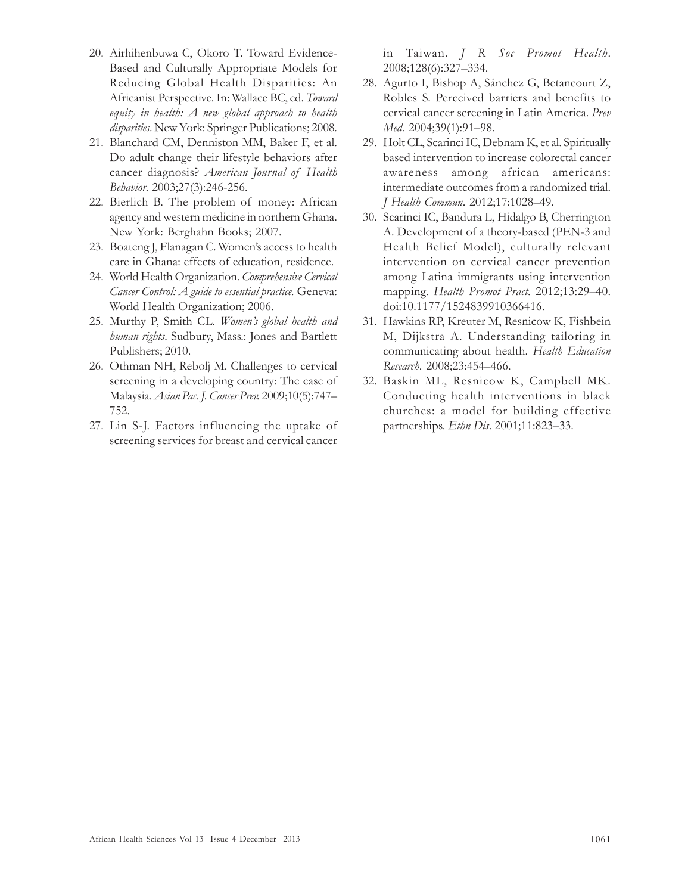20. Airhihenbuwa C, Okoro T. Toward Evidence-Based and Culturally Appropriate Models for Reducing Global Health Disparities: An Africanist Perspective. In: Wallace BC, ed. *Toward equity in health: A new global approach to health disparities*. New York: Springer Publications; 2008.
21. Blanchard CM, Denniston MM, Baker F, et al. Do adult change their lifestyle behaviors after cancer diagnosis? *American Journal of Health Behavior*. 2003;27(3):246-256.
22. Bierlich B. The problem of money: African agency and western medicine in northern Ghana. New York: Berghahn Books; 2007.
23. Boateng J, Flanagan C. Women's access to health care in Ghana: effects of education, residence.
24. World Health Organization. *Comprehensive Cervical Cancer Control: A guide to essential practice.* Geneva: World Health Organization; 2006.
25. Murthy P, Smith CL. *Women's global health and human rights*. Sudbury, Mass.: Jones and Bartlett Publishers; 2010.
26. Othman NH, Rebolj M. Challenges to cervical screening in a developing country: The case of Malaysia. *Asian Pac. J. Cancer Prev.* 2009;10(5):747–752.
27. Lin S-J. Factors influencing the uptake of screening services for breast and cervical cancer in Taiwan. *J R Soc Promot Health*. 2008;128(6):327–334.
28. Agurto I, Bishop A, Sánchez G, Betancourt Z, Robles S. Perceived barriers and benefits to cervical cancer screening in Latin America. *Prev Med.* 2004;39(1):91–98.
29. Holt CL, Scarinci IC, Debnam K, et al. Spiritually based intervention to increase colorectal cancer awareness among african americans: intermediate outcomes from a randomized trial. *J Health Commun*. 2012;17:1028–49.
30. Scarinci IC, Bandura L, Hidalgo B, Cherrington A. Development of a theory-based (PEN-3 and Health Belief Model), culturally relevant intervention on cervical cancer prevention among Latina immigrants using intervention mapping. *Health Promot Pract*. 2012;13:29–40. doi:10.1177/1524839910366416.
31. Hawkins RP, Kreuter M, Resnicow K, Fishbein M, Dijkstra A. Understanding tailoring in communicating about health. *Health Education Research*. 2008;23:454–466.
32. Baskin ML, Resnicow K, Campbell MK. Conducting health interventions in black churches: a model for building effective partnerships. *Ethn Dis*. 2001;11:823–33.